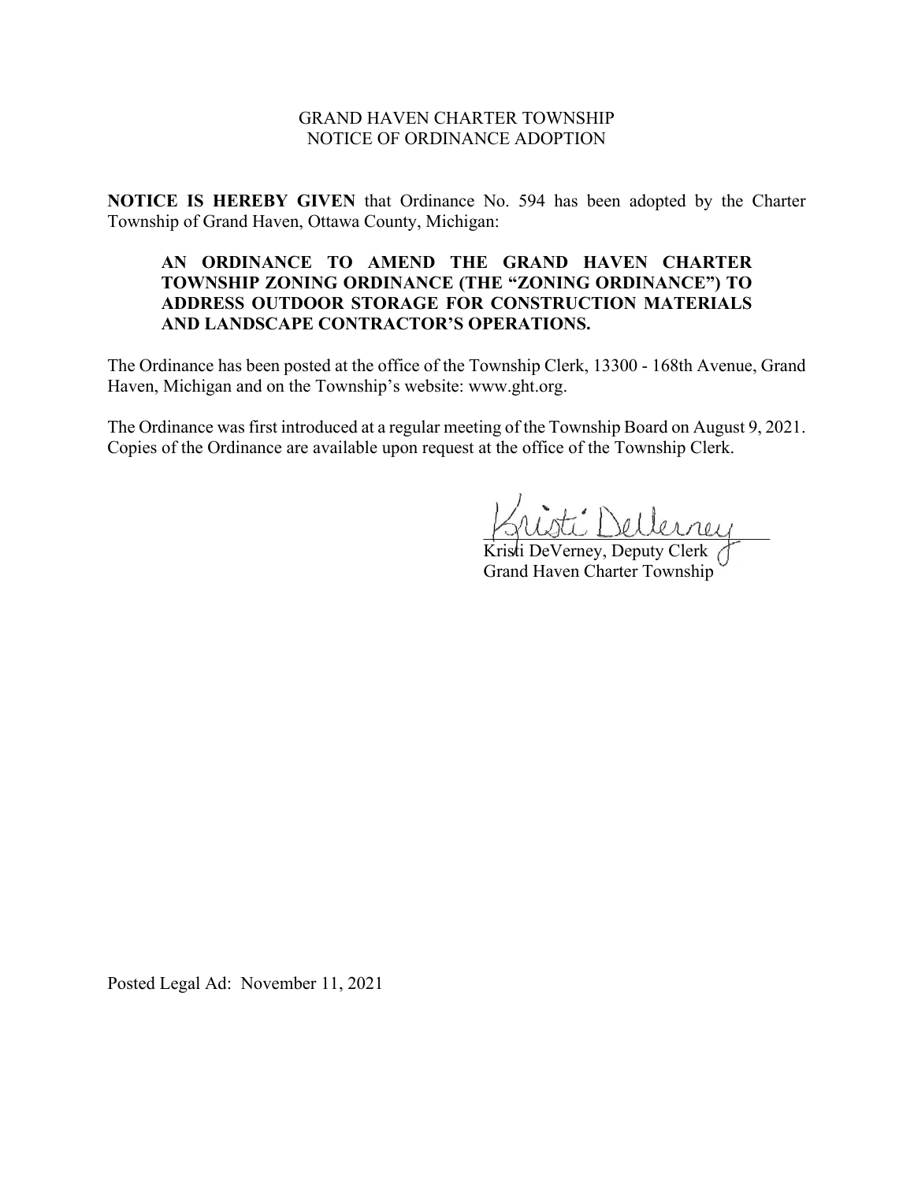GRAND HAVEN CHARTER TOWNSHIP
NOTICE OF ORDINANCE ADOPTION

**NOTICE IS HEREBY GIVEN** that Ordinance No. 594 has been adopted by the Charter Township of Grand Haven, Ottawa County, Michigan:

> **AN ORDINANCE TO AMEND THE GRAND HAVEN CHARTER TOWNSHIP ZONING ORDINANCE (THE "ZONING ORDINANCE") TO ADDRESS OUTDOOR STORAGE FOR CONSTRUCTION MATERIALS AND LANDSCAPE CONTRACTOR'S OPERATIONS.**

The Ordinance has been posted at the office of the Township Clerk, 13300 - 168th Avenue, Grand Haven, Michigan and on the Township's website: www.ght.org.

The Ordinance was first introduced at a regular meeting of the Township Board on August 9, 2021. Copies of the Ordinance are available upon request at the office of the Township Clerk.

Kristi DeVerney, Deputy Clerk
Grand Haven Charter Township

Posted Legal Ad: November 11, 2021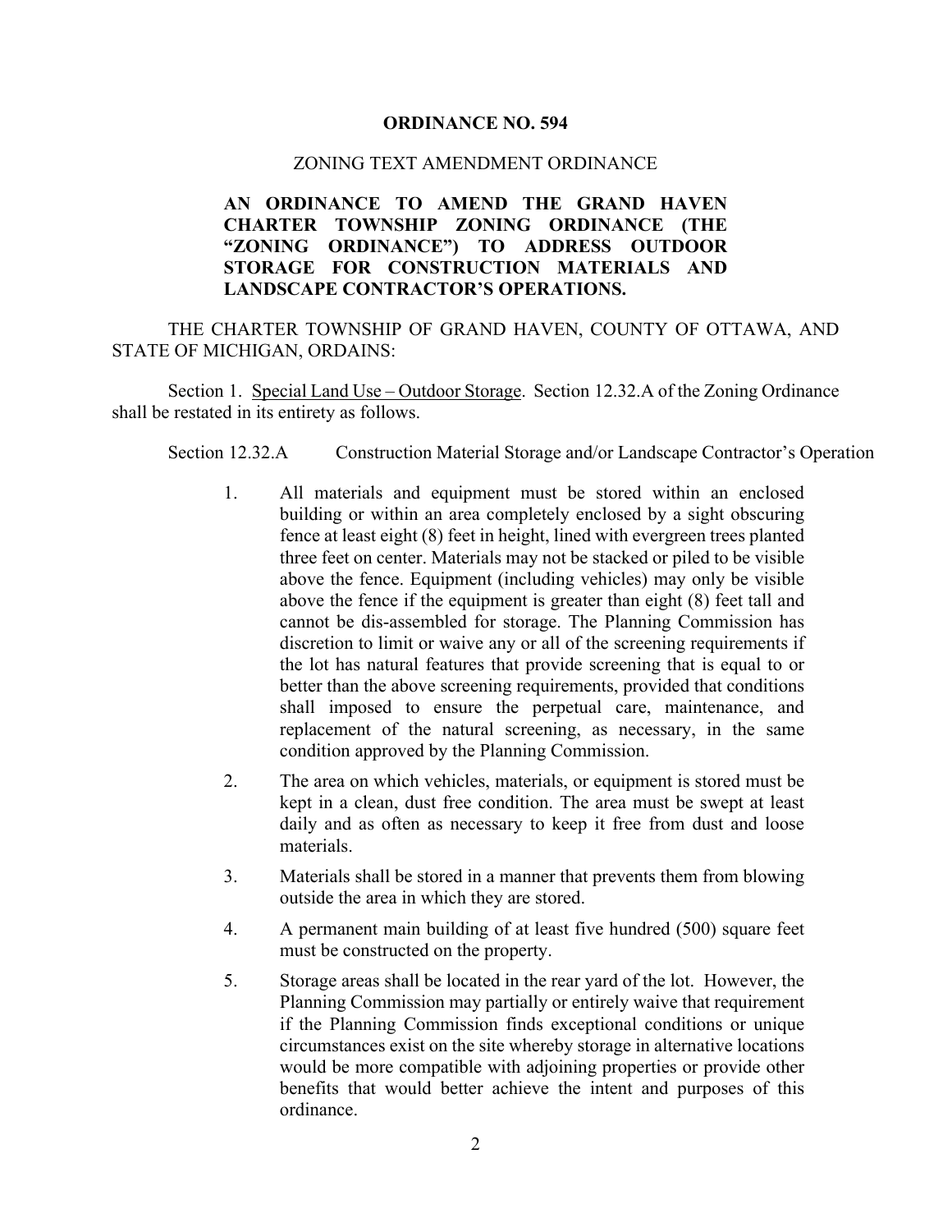**ORDINANCE NO. 594**

ZONING TEXT AMENDMENT ORDINANCE

**AN ORDINANCE TO AMEND THE GRAND HAVEN CHARTER TOWNSHIP ZONING ORDINANCE (THE "ZONING ORDINANCE") TO ADDRESS OUTDOOR STORAGE FOR CONSTRUCTION MATERIALS AND LANDSCAPE CONTRACTOR'S OPERATIONS.**

THE CHARTER TOWNSHIP OF GRAND HAVEN, COUNTY OF OTTAWA, AND STATE OF MICHIGAN, ORDAINS:

Section 1. Special Land Use – Outdoor Storage. Section 12.32.A of the Zoning Ordinance shall be restated in its entirety as follows.

Section 12.32.A Construction Material Storage and/or Landscape Contractor's Operation

1. All materials and equipment must be stored within an enclosed building or within an area completely enclosed by a sight obscuring fence at least eight (8) feet in height, lined with evergreen trees planted three feet on center. Materials may not be stacked or piled to be visible above the fence. Equipment (including vehicles) may only be visible above the fence if the equipment is greater than eight (8) feet tall and cannot be dis-assembled for storage. The Planning Commission has discretion to limit or waive any or all of the screening requirements if the lot has natural features that provide screening that is equal to or better than the above screening requirements, provided that conditions shall imposed to ensure the perpetual care, maintenance, and replacement of the natural screening, as necessary, in the same condition approved by the Planning Commission.
2. The area on which vehicles, materials, or equipment is stored must be kept in a clean, dust free condition. The area must be swept at least daily and as often as necessary to keep it free from dust and loose materials.
3. Materials shall be stored in a manner that prevents them from blowing outside the area in which they are stored.
4. A permanent main building of at least five hundred (500) square feet must be constructed on the property.
5. Storage areas shall be located in the rear yard of the lot. However, the Planning Commission may partially or entirely waive that requirement if the Planning Commission finds exceptional conditions or unique circumstances exist on the site whereby storage in alternative locations would be more compatible with adjoining properties or provide other benefits that would better achieve the intent and purposes of this ordinance.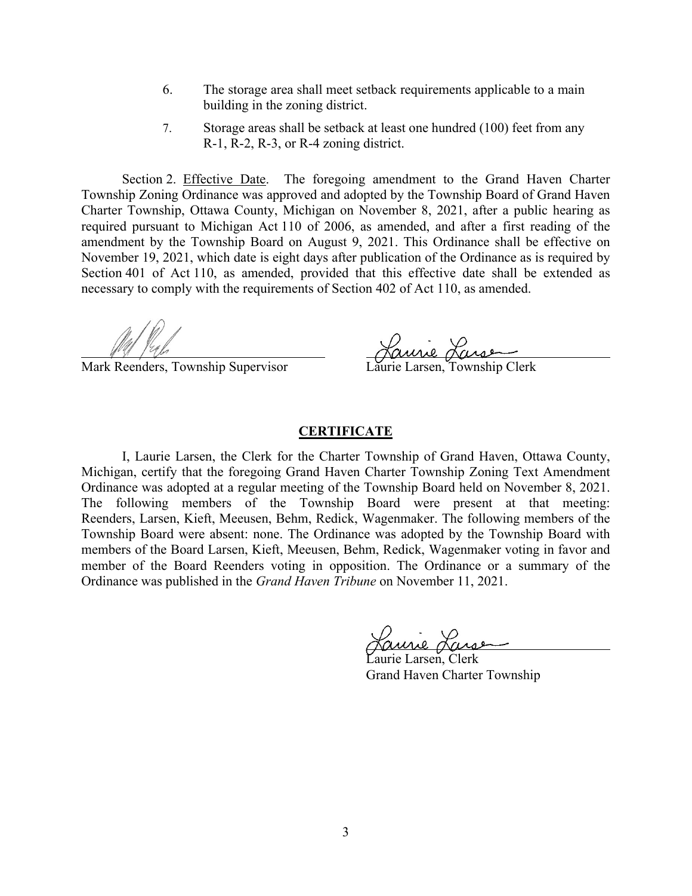6. The storage area shall meet setback requirements applicable to a main building in the zoning district.

7. Storage areas shall be setback at least one hundred (100) feet from any R-1, R-2, R-3, or R-4 zoning district.

Section 2. Effective Date. The foregoing amendment to the Grand Haven Charter Township Zoning Ordinance was approved and adopted by the Township Board of Grand Haven Charter Township, Ottawa County, Michigan on November 8, 2021, after a public hearing as required pursuant to Michigan Act 110 of 2006, as amended, and after a first reading of the amendment by the Township Board on August 9, 2021. This Ordinance shall be effective on November 19, 2021, which date is eight days after publication of the Ordinance as is required by Section 401 of Act 110, as amended, provided that this effective date shall be extended as necessary to comply with the requirements of Section 402 of Act 110, as amended.

Mark Reenders, Township Supervisor

Laurie Larsen, Township Clerk

## CERTIFICATE

I, Laurie Larsen, the Clerk for the Charter Township of Grand Haven, Ottawa County, Michigan, certify that the foregoing Grand Haven Charter Township Zoning Text Amendment Ordinance was adopted at a regular meeting of the Township Board held on November 8, 2021. The following members of the Township Board were present at that meeting: Reenders, Larsen, Kieft, Meeusen, Behm, Redick, Wagenmaker. The following members of the Township Board were absent: none. The Ordinance was adopted by the Township Board with members of the Board Larsen, Kieft, Meeusen, Behm, Redick, Wagenmaker voting in favor and member of the Board Reenders voting in opposition. The Ordinance or a summary of the Ordinance was published in the *Grand Haven Tribune* on November 11, 2021.

Laurie Larsen, Clerk
Grand Haven Charter Township